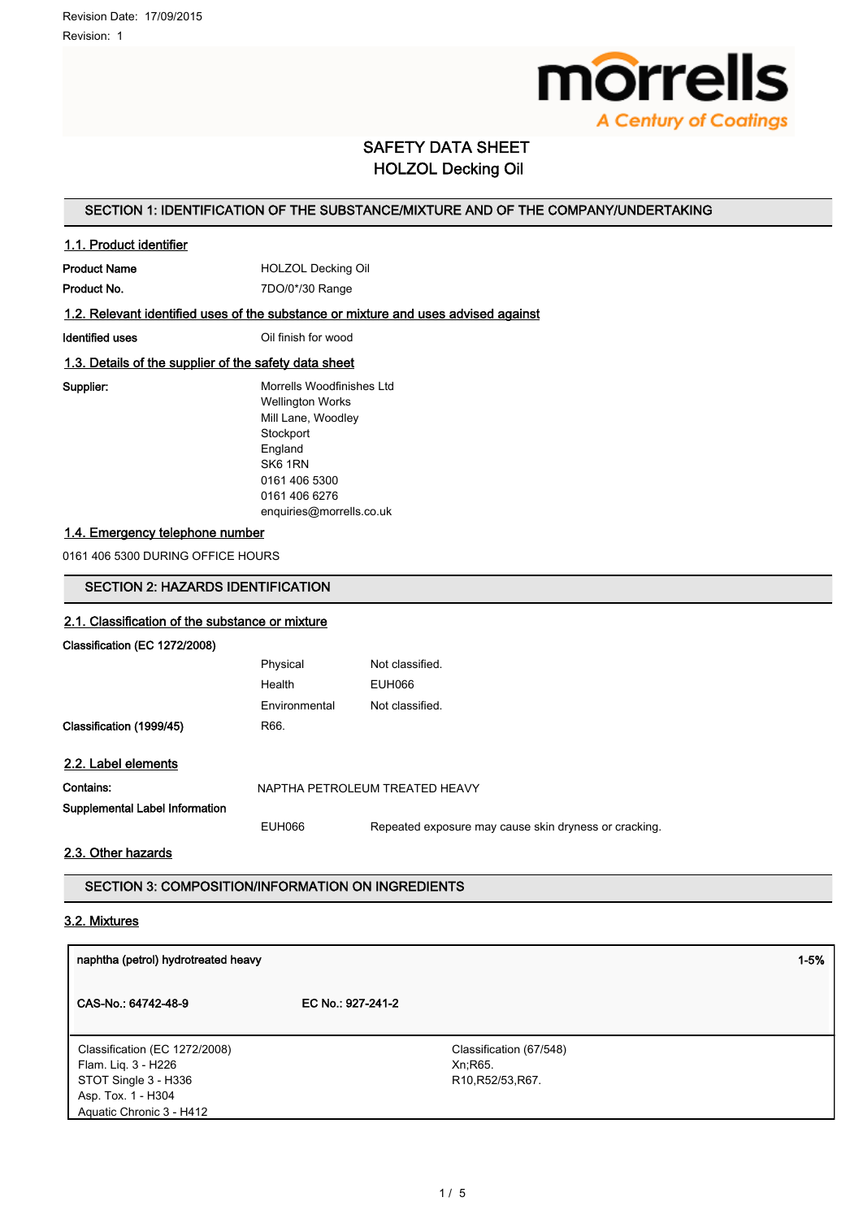Revision Date: 17/09/2015

Revision: 1

morrells
A Century of Coatings

# SAFETY DATA SHEET
# HOLZOL Decking Oil

## SECTION 1: IDENTIFICATION OF THE SUBSTANCE/MIXTURE AND OF THE COMPANY/UNDERTAKING

### 1.1. Product identifier

| | |
|---|---|
| **Product Name** | HOLZOL Decking Oil |
| **Product No.** | 7DO/0*/30 Range |

### 1.2. Relevant identified uses of the substance or mixture and uses advised against

| | |
|---|---|
| **Identified uses** | Oil finish for wood |

### 1.3. Details of the supplier of the safety data sheet

**Supplier:**

Morrells Woodfinishes Ltd
Wellington Works
Mill Lane, Woodley
Stockport
England
SK6 1RN
0161 406 5300
0161 406 6276
enquiries@morrells.co.uk

### 1.4. Emergency telephone number

0161 406 5300 DURING OFFICE HOURS

## SECTION 2: HAZARDS IDENTIFICATION

### 2.1. Classification of the substance or mixture

**Classification (EC 1272/2008)**

| | | |
|---|---|---|
| | Physical | Not classified. |
| | Health | EUH066 |
| | Environmental | Not classified. |
| **Classification (1999/45)** | R66. | |

### 2.2. Label elements

**Contains:** NAPTHA PETROLEUM TREATED HEAVY

**Supplemental Label Information**

| | |
|---|---|
| EUH066 | Repeated exposure may cause skin dryness or cracking. |

### 2.3. Other hazards

## SECTION 3: COMPOSITION/INFORMATION ON INGREDIENTS

### 3.2. Mixtures

| **naphtha (petrol) hydrotreated heavy** | **1-5%** |
|---|---|
| **CAS-No.: 64742-48-9** | **EC No.: 927-241-2** |
| Classification (EC 1272/2008)<br>Flam. Liq. 3 - H226<br>STOT Single 3 - H336<br>Asp. Tox. 1 - H304<br>Aquatic Chronic 3 - H412 | Classification (67/548)<br>Xn;R65.<br>R10,R52/53,R67. |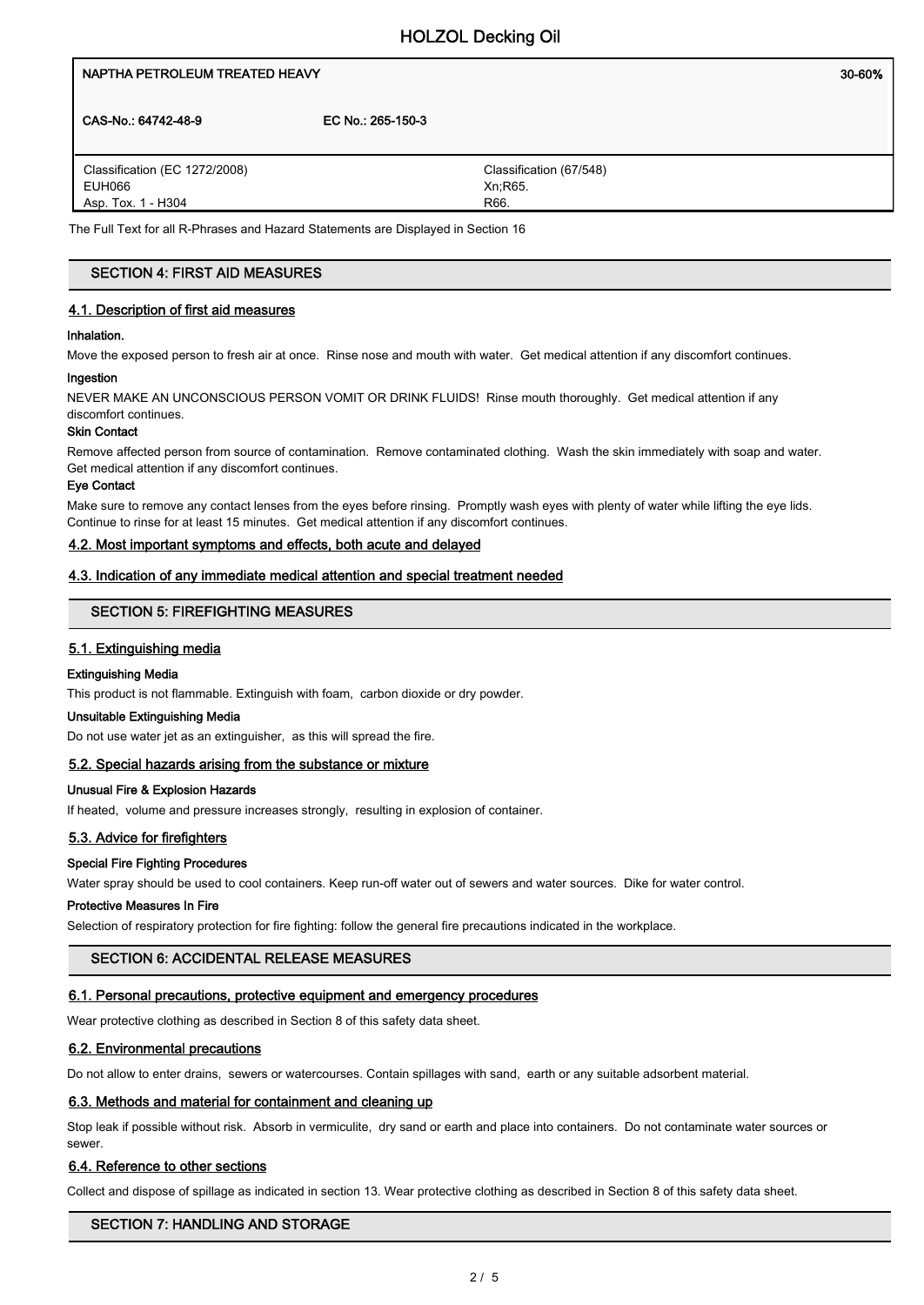| NAPTHA PETROLEUM TREATED HEAVY | | 30-60% |
|---|---|---|
| CAS-No.: 64742-48-9 | EC No.: 265-150-3 | |
| Classification (EC 1272/2008)<br>EUH066<br>Asp. Tox. 1 - H304 | | Classification (67/548)<br>Xn;R65.<br>R66. |

The Full Text for all R-Phrases and Hazard Statements are Displayed in Section 16

## SECTION 4: FIRST AID MEASURES

### 4.1. Description of first aid measures

**Inhalation.**

Move the exposed person to fresh air at once. Rinse nose and mouth with water. Get medical attention if any discomfort continues.

**Ingestion**

NEVER MAKE AN UNCONSCIOUS PERSON VOMIT OR DRINK FLUIDS! Rinse mouth thoroughly. Get medical attention if any discomfort continues.

**Skin Contact**

Remove affected person from source of contamination. Remove contaminated clothing. Wash the skin immediately with soap and water. Get medical attention if any discomfort continues.

**Eye Contact**

Make sure to remove any contact lenses from the eyes before rinsing. Promptly wash eyes with plenty of water while lifting the eye lids. Continue to rinse for at least 15 minutes. Get medical attention if any discomfort continues.

### 4.2. Most important symptoms and effects, both acute and delayed

### 4.3. Indication of any immediate medical attention and special treatment needed

## SECTION 5: FIREFIGHTING MEASURES

### 5.1. Extinguishing media

**Extinguishing Media**

This product is not flammable. Extinguish with foam, carbon dioxide or dry powder.

**Unsuitable Extinguishing Media**

Do not use water jet as an extinguisher, as this will spread the fire.

### 5.2. Special hazards arising from the substance or mixture

**Unusual Fire & Explosion Hazards**

If heated, volume and pressure increases strongly, resulting in explosion of container.

### 5.3. Advice for firefighters

**Special Fire Fighting Procedures**

Water spray should be used to cool containers. Keep run-off water out of sewers and water sources. Dike for water control.

**Protective Measures In Fire**

Selection of respiratory protection for fire fighting: follow the general fire precautions indicated in the workplace.

## SECTION 6: ACCIDENTAL RELEASE MEASURES

### 6.1. Personal precautions, protective equipment and emergency procedures

Wear protective clothing as described in Section 8 of this safety data sheet.

### 6.2. Environmental precautions

Do not allow to enter drains, sewers or watercourses. Contain spillages with sand, earth or any suitable adsorbent material.

### 6.3. Methods and material for containment and cleaning up

Stop leak if possible without risk. Absorb in vermiculite, dry sand or earth and place into containers. Do not contaminate water sources or sewer.

### 6.4. Reference to other sections

Collect and dispose of spillage as indicated in section 13. Wear protective clothing as described in Section 8 of this safety data sheet.

## SECTION 7: HANDLING AND STORAGE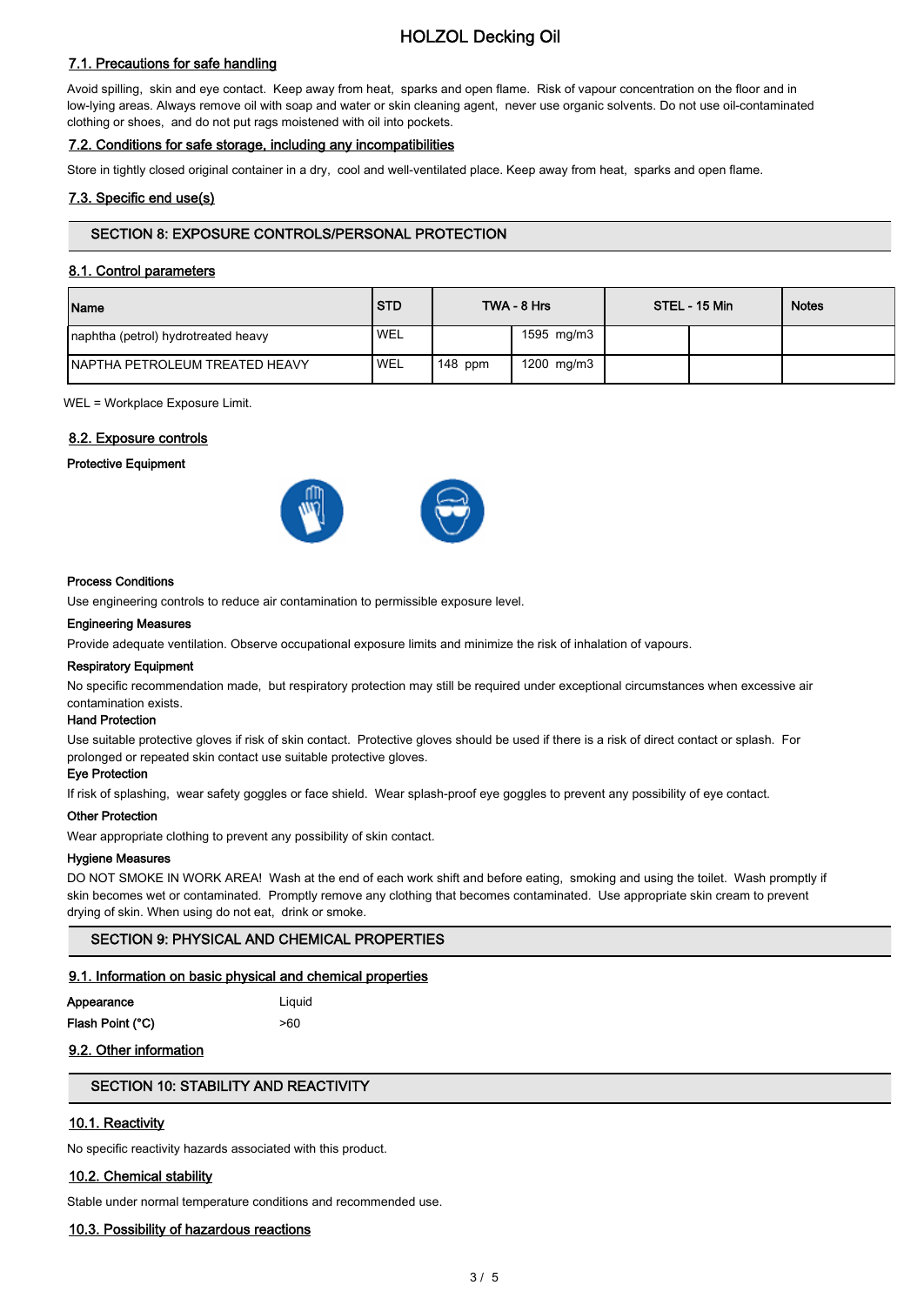### 7.1. Precautions for safe handling

Avoid spilling, skin and eye contact. Keep away from heat, sparks and open flame. Risk of vapour concentration on the floor and in low-lying areas. Always remove oil with soap and water or skin cleaning agent, never use organic solvents. Do not use oil-contaminated clothing or shoes, and do not put rags moistened with oil into pockets.

### 7.2. Conditions for safe storage, including any incompatibilities

Store in tightly closed original container in a dry, cool and well-ventilated place. Keep away from heat, sparks and open flame.

### 7.3. Specific end use(s)

## SECTION 8: EXPOSURE CONTROLS/PERSONAL PROTECTION

### 8.1. Control parameters

| Name | STD | TWA - 8 Hrs | | STEL - 15 Min | | Notes |
|---|---|---|---|---|---|---|
| naphtha (petrol) hydrotreated heavy | WEL | | 1595 mg/m3 | | | |
| NAPTHA PETROLEUM TREATED HEAVY | WEL | 148 ppm | 1200 mg/m3 | | | |

WEL = Workplace Exposure Limit.

### 8.2. Exposure controls

**Protective Equipment**

**Process Conditions**

Use engineering controls to reduce air contamination to permissible exposure level.

**Engineering Measures**

Provide adequate ventilation. Observe occupational exposure limits and minimize the risk of inhalation of vapours.

**Respiratory Equipment**

No specific recommendation made, but respiratory protection may still be required under exceptional circumstances when excessive air contamination exists.

**Hand Protection**

Use suitable protective gloves if risk of skin contact. Protective gloves should be used if there is a risk of direct contact or splash. For prolonged or repeated skin contact use suitable protective gloves.

**Eye Protection**

If risk of splashing, wear safety goggles or face shield. Wear splash-proof eye goggles to prevent any possibility of eye contact.

**Other Protection**

Wear appropriate clothing to prevent any possibility of skin contact.

**Hygiene Measures**

DO NOT SMOKE IN WORK AREA! Wash at the end of each work shift and before eating, smoking and using the toilet. Wash promptly if skin becomes wet or contaminated. Promptly remove any clothing that becomes contaminated. Use appropriate skin cream to prevent drying of skin. When using do not eat, drink or smoke.

## SECTION 9: PHYSICAL AND CHEMICAL PROPERTIES

### 9.1. Information on basic physical and chemical properties

**Appearance** Liquid

**Flash Point (°C)** >60

### 9.2. Other information

## SECTION 10: STABILITY AND REACTIVITY

### 10.1. Reactivity

No specific reactivity hazards associated with this product.

### 10.2. Chemical stability

Stable under normal temperature conditions and recommended use.

### 10.3. Possibility of hazardous reactions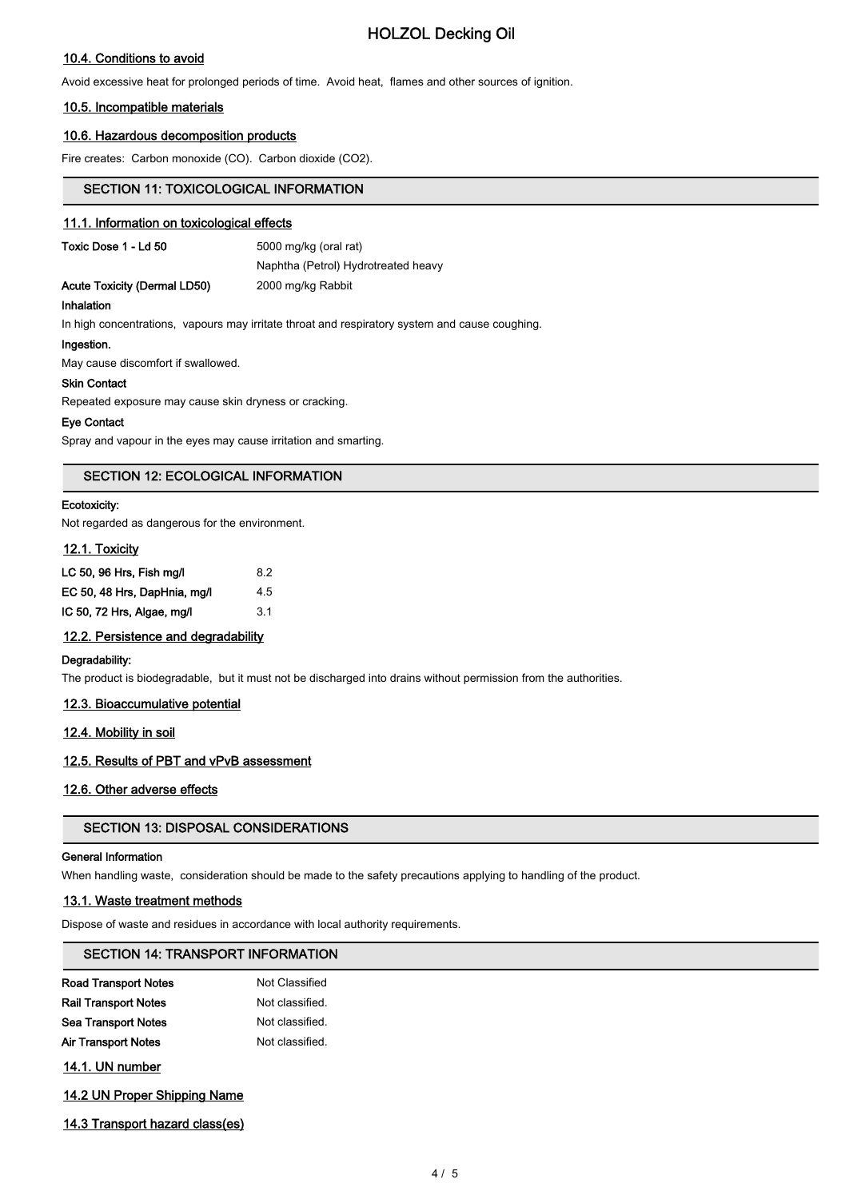#### 10.4. Conditions to avoid

Avoid excessive heat for prolonged periods of time. Avoid heat, flames and other sources of ignition.

#### 10.5. Incompatible materials

#### 10.6. Hazardous decomposition products

Fire creates: Carbon monoxide (CO). Carbon dioxide ($CO_2$).

## SECTION 11: TOXICOLOGICAL INFORMATION

#### 11.1. Information on toxicological effects

| | |
|---|---|
| **Toxic Dose 1 - Ld 50** | 5000 mg/kg (oral rat) |
| | Naphtha (Petrol) Hydrotreated heavy |
| **Acute Toxicity (Dermal LD50)** | 2000 mg/kg Rabbit |

**Inhalation**

In high concentrations, vapours may irritate throat and respiratory system and cause coughing.

**Ingestion.**

May cause discomfort if swallowed.

**Skin Contact**

Repeated exposure may cause skin dryness or cracking.

**Eye Contact**

Spray and vapour in the eyes may cause irritation and smarting.

## SECTION 12: ECOLOGICAL INFORMATION

**Ecotoxicity:**

Not regarded as dangerous for the environment.

#### 12.1. Toxicity

| | |
|---|---|
| **LC 50, 96 Hrs, Fish mg/l** | 8.2 |
| **EC 50, 48 Hrs, DapHnia, mg/l** | 4.5 |
| **IC 50, 72 Hrs, Algae, mg/l** | 3.1 |

#### 12.2. Persistence and degradability

**Degradability:**

The product is biodegradable, but it must not be discharged into drains without permission from the authorities.

#### 12.3. Bioaccumulative potential

#### 12.4. Mobility in soil

#### 12.5. Results of PBT and vPvB assessment

#### 12.6. Other adverse effects

## SECTION 13: DISPOSAL CONSIDERATIONS

**General Information**

When handling waste, consideration should be made to the safety precautions applying to handling of the product.

#### 13.1. Waste treatment methods

Dispose of waste and residues in accordance with local authority requirements.

## SECTION 14: TRANSPORT INFORMATION

| | |
|---|---|
| **Road Transport Notes** | Not Classified |
| **Rail Transport Notes** | Not classified. |
| **Sea Transport Notes** | Not classified. |
| **Air Transport Notes** | Not classified. |

#### 14.1. UN number

#### 14.2 UN Proper Shipping Name

#### 14.3 Transport hazard class(es)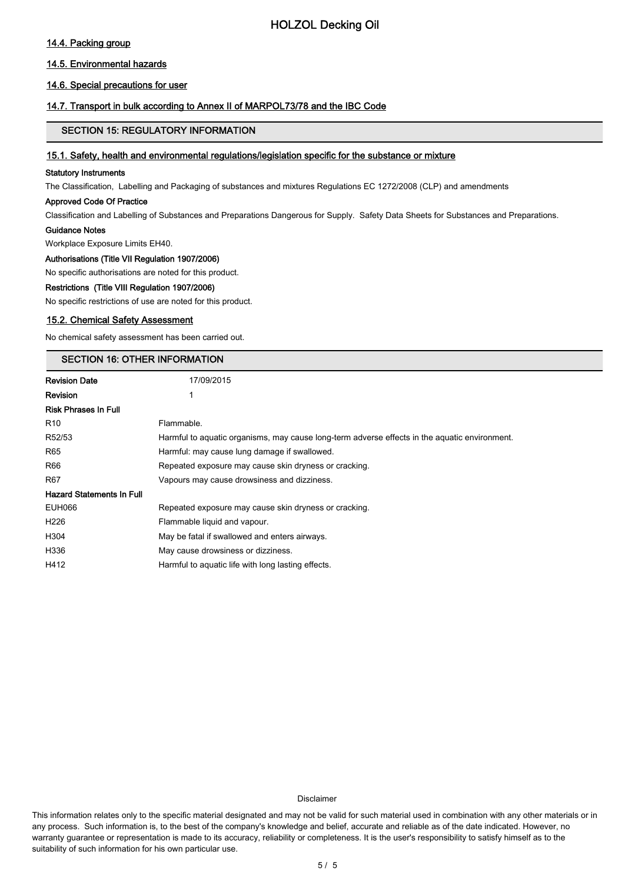### 14.4. Packing group

### 14.5. Environmental hazards

### 14.6. Special precautions for user

### 14.7. Transport in bulk according to Annex II of MARPOL73/78 and the IBC Code

## SECTION 15: REGULATORY INFORMATION

### 15.1. Safety, health and environmental regulations/legislation specific for the substance or mixture

**Statutory Instruments**

The Classification, Labelling and Packaging of substances and mixtures Regulations EC 1272/2008 (CLP) and amendments

**Approved Code Of Practice**

Classification and Labelling of Substances and Preparations Dangerous for Supply. Safety Data Sheets for Substances and Preparations.

**Guidance Notes**

Workplace Exposure Limits EH40.

**Authorisations (Title VII Regulation 1907/2006)**

No specific authorisations are noted for this product.

**Restrictions (Title VIII Regulation 1907/2006)**

No specific restrictions of use are noted for this product.

### 15.2. Chemical Safety Assessment

No chemical safety assessment has been carried out.

## SECTION 16: OTHER INFORMATION

| | |
|---|---|
| **Revision Date** | 17/09/2015 |
| **Revision** | 1 |
| **Risk Phrases In Full** | |
| R10 | Flammable. |
| R52/53 | Harmful to aquatic organisms, may cause long-term adverse effects in the aquatic environment. |
| R65 | Harmful: may cause lung damage if swallowed. |
| R66 | Repeated exposure may cause skin dryness or cracking. |
| R67 | Vapours may cause drowsiness and dizziness. |
| **Hazard Statements In Full** | |
| EUH066 | Repeated exposure may cause skin dryness or cracking. |
| H226 | Flammable liquid and vapour. |
| H304 | May be fatal if swallowed and enters airways. |
| H336 | May cause drowsiness or dizziness. |
| H412 | Harmful to aquatic life with long lasting effects. |

Disclaimer

This information relates only to the specific material designated and may not be valid for such material used in combination with any other materials or in any process. Such information is, to the best of the company's knowledge and belief, accurate and reliable as of the date indicated. However, no warranty guarantee or representation is made to its accuracy, reliability or completeness. It is the user's responsibility to satisfy himself as to the suitability of such information for his own particular use.